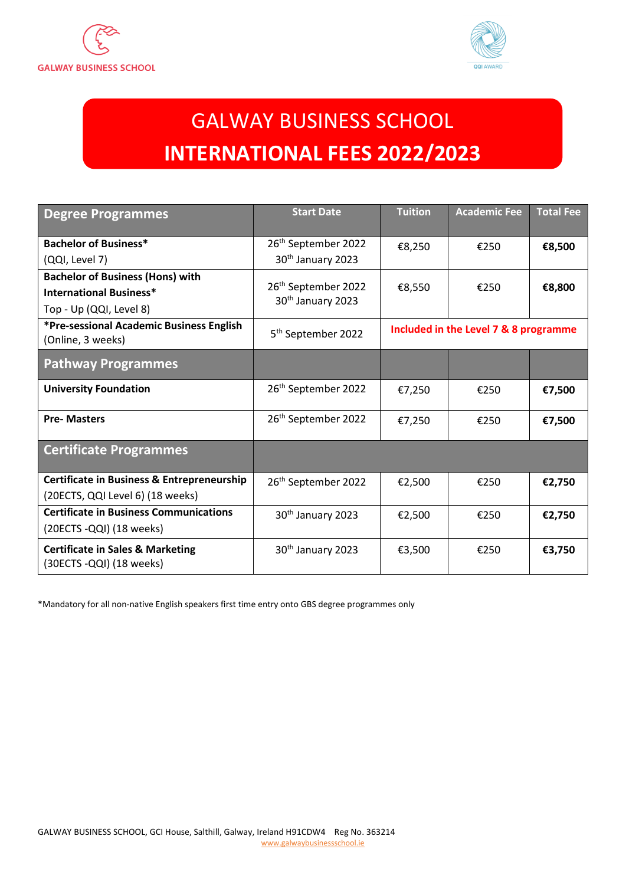GALWAY BUSINESS SCHOOL

# GALWAY BUSINESS SCHOOL
# INTERNATIONAL FEES 2022/2023

| Degree Programmes | Start Date | Tuition | Academic Fee | Total Fee |
|---|---|---|---|---|
| **Bachelor of Business*** (QQI, Level 7) | 26th September 2022<br>30th January 2023 | €8,250 | €250 | **€8,500** |
| **Bachelor of Business (Hons) with International Business*** Top - Up (QQI, Level 8) | 26th September 2022<br>30th January 2023 | €8,550 | €250 | **€8,800** |
| ***Pre-sessional Academic Business English** (Online, 3 weeks) | 5th September 2022 | **Included in the Level 7 & 8 programme** | | |
| **Pathway Programmes** | | | | |
| **University Foundation** | 26th September 2022 | €7,250 | €250 | **€7,500** |
| **Pre- Masters** | 26th September 2022 | €7,250 | €250 | **€7,500** |
| **Certificate Programmes** | | | | |
| **Certificate in Business & Entrepreneurship** (20ECTS, QQI Level 6) (18 weeks) | 26th September 2022 | €2,500 | €250 | **€2,750** |
| **Certificate in Business Communications** (20ECTS -QQI) (18 weeks) | 30th January 2023 | €2,500 | €250 | **€2,750** |
| **Certificate in Sales & Marketing** (30ECTS -QQI) (18 weeks) | 30th January 2023 | €3,500 | €250 | **€3,750** |

*Mandatory for all non-native English speakers first time entry onto GBS degree programmes only

GALWAY BUSINESS SCHOOL, GCI House, Salthill, Galway, Ireland H91CDW4 Reg No. 363214
www.galwaybusinessschool.ie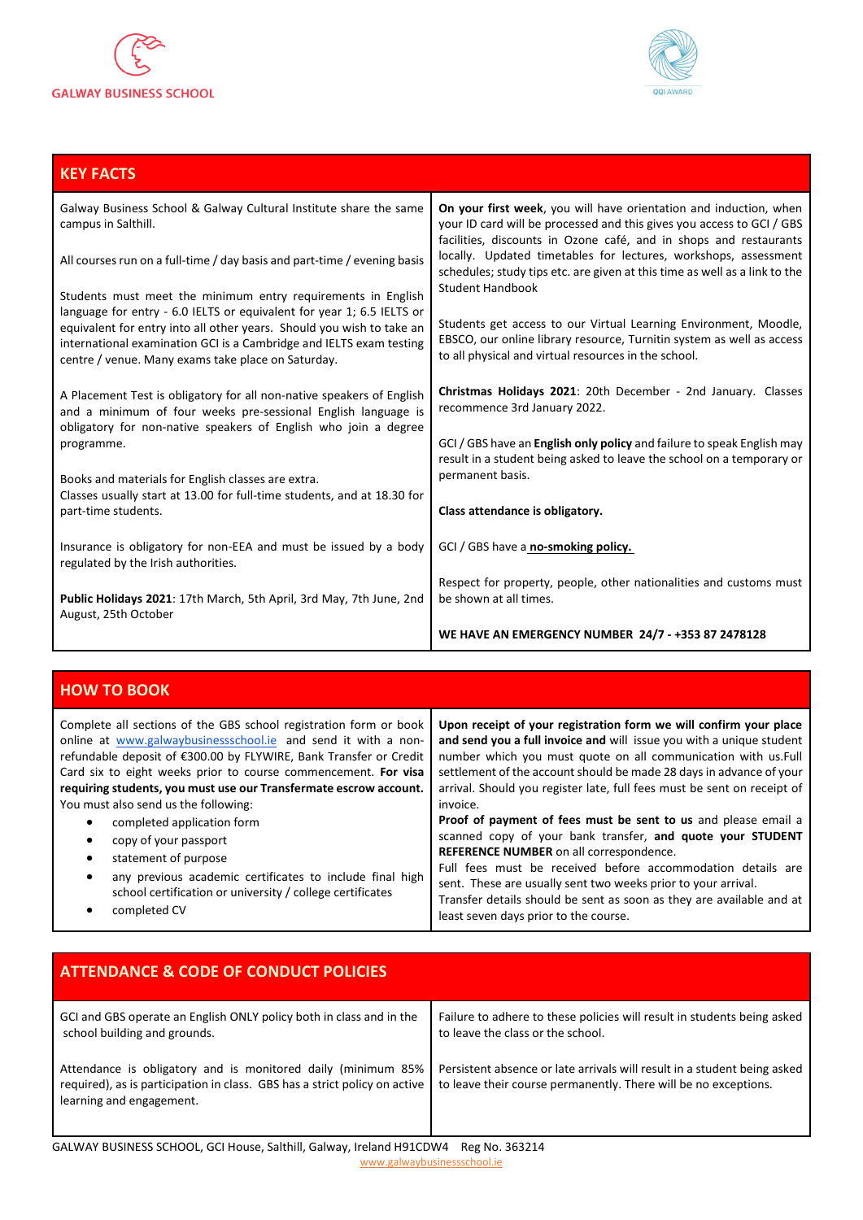GALWAY BUSINESS SCHOOL

QQI AWARD

## KEY FACTS

Galway Business School & Galway Cultural Institute share the same campus in Salthill.

All courses run on a full-time / day basis and part-time / evening basis

Students must meet the minimum entry requirements in English language for entry - 6.0 IELTS or equivalent for year 1; 6.5 IELTS or equivalent for entry into all other years. Should you wish to take an international examination GCI is a Cambridge and IELTS exam testing centre / venue. Many exams take place on Saturday.

A Placement Test is obligatory for all non-native speakers of English and a minimum of four weeks pre-sessional English language is obligatory for non-native speakers of English who join a degree programme.

Books and materials for English classes are extra.
Classes usually start at 13.00 for full-time students, and at 18.30 for part-time students.

Insurance is obligatory for non-EEA and must be issued by a body regulated by the Irish authorities.

**Public Holidays 2021**: 17th March, 5th April, 3rd May, 7th June, 2nd August, 25th October

**On your first week**, you will have orientation and induction, when your ID card will be processed and this gives you access to GCI / GBS facilities, discounts in Ozone café, and in shops and restaurants locally. Updated timetables for lectures, workshops, assessment schedules; study tips etc. are given at this time as well as a link to the Student Handbook

Students get access to our Virtual Learning Environment, Moodle, EBSCO, our online library resource, Turnitin system as well as access to all physical and virtual resources in the school.

**Christmas Holidays 2021**: 20th December - 2nd January. Classes recommence 3rd January 2022.

GCI / GBS have an **English only policy** and failure to speak English may result in a student being asked to leave the school on a temporary or permanent basis.

**Class attendance is obligatory.**

GCI / GBS have a **no-smoking policy.**

Respect for property, people, other nationalities and customs must be shown at all times.

**WE HAVE AN EMERGENCY NUMBER 24/7 - +353 87 2478128**

## HOW TO BOOK

Complete all sections of the GBS school registration form or book online at www.galwaybusinessschool.ie and send it with a non-refundable deposit of €300.00 by FLYWIRE, Bank Transfer or Credit Card six to eight weeks prior to course commencement. **For visa requiring students, you must use our Transfermate escrow account.** You must also send us the following:

- completed application form
- copy of your passport
- statement of purpose
- any previous academic certificates to include final high school certification or university / college certificates
- completed CV

**Upon receipt of your registration form we will confirm your place and send you a full invoice and** will issue you with a unique student number which you must quote on all communication with us.Full settlement of the account should be made 28 days in advance of your arrival. Should you register late, full fees must be sent on receipt of invoice.
**Proof of payment of fees must be sent to us** and please email a scanned copy of your bank transfer, **and quote your STUDENT REFERENCE NUMBER** on all correspondence.
Full fees must be received before accommodation details are sent. These are usually sent two weeks prior to your arrival.
Transfer details should be sent as soon as they are available and at least seven days prior to the course.

## ATTENDANCE & CODE OF CONDUCT POLICIES

GCI and GBS operate an English ONLY policy both in class and in the school building and grounds.

Attendance is obligatory and is monitored daily (minimum 85% required), as is participation in class. GBS has a strict policy on active learning and engagement.

Failure to adhere to these policies will result in students being asked to leave the class or the school.

Persistent absence or late arrivals will result in a student being asked to leave their course permanently. There will be no exceptions.

GALWAY BUSINESS SCHOOL, GCI House, Salthill, Galway, Ireland H91CDW4 Reg No. 363214
www.galwaybusinessschool.ie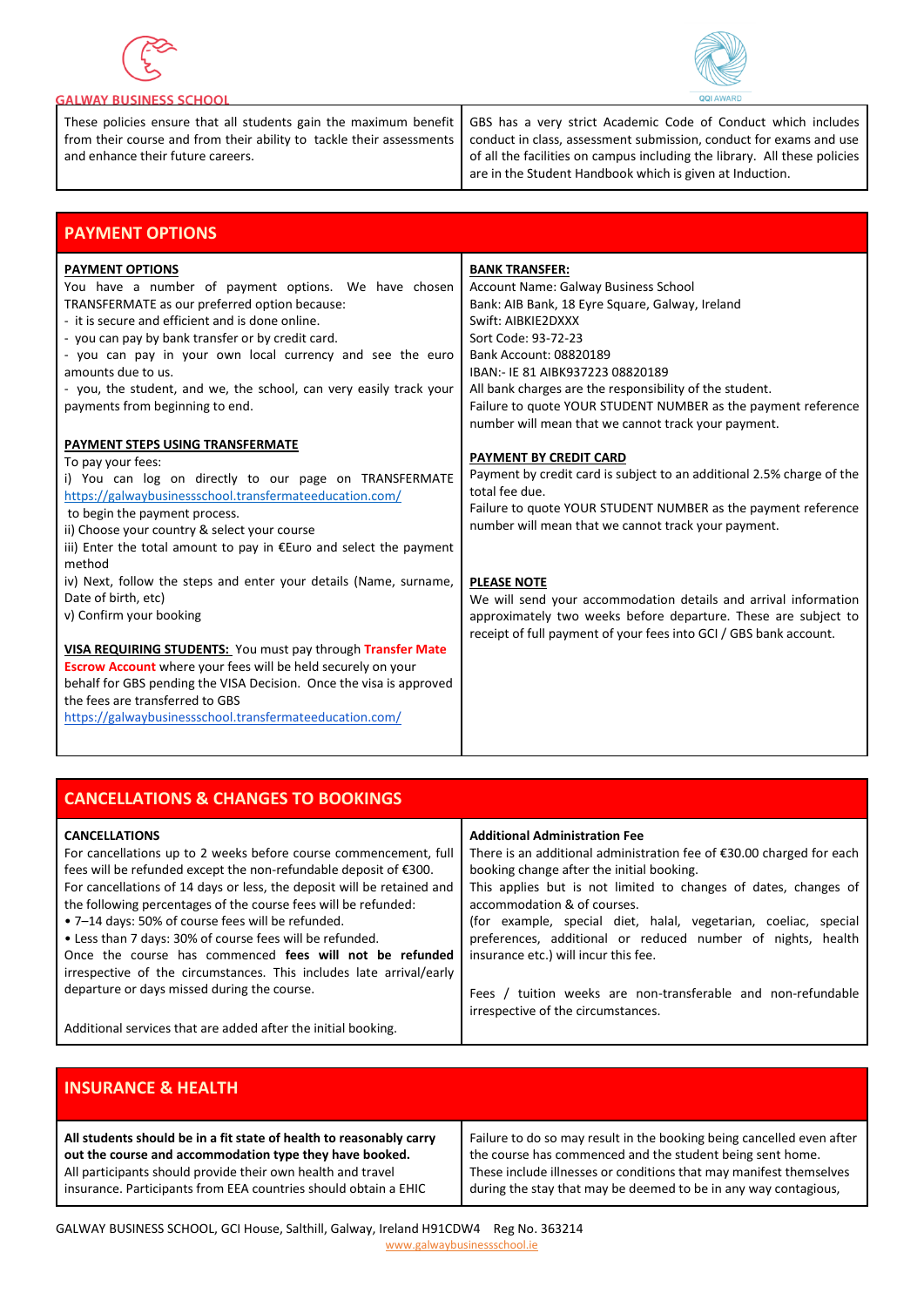GALWAY BUSINESS SCHOOL

These policies ensure that all students gain the maximum benefit from their course and from their ability to tackle their assessments and enhance their future careers.

GBS has a very strict Academic Code of Conduct which includes conduct in class, assessment submission, conduct for exams and use of all the facilities on campus including the library. All these policies are in the Student Handbook which is given at Induction.

## PAYMENT OPTIONS

**PAYMENT OPTIONS**

You have a number of payment options. We have chosen TRANSFERMATE as our preferred option because:

- it is secure and efficient and is done online.
- you can pay by bank transfer or by credit card.
- you can pay in your own local currency and see the euro amounts due to us.
- you, the student, and we, the school, can very easily track your payments from beginning to end.

**PAYMENT STEPS USING TRANSFERMATE**

To pay your fees:

i) You can log on directly to our page on TRANSFERMATE https://galwaybusinessschool.transfermateeducation.com/ to begin the payment process.
ii) Choose your country & select your course
iii) Enter the total amount to pay in €Euro and select the payment method
iv) Next, follow the steps and enter your details (Name, surname, Date of birth, etc)
v) Confirm your booking

**VISA REQUIRING STUDENTS:** You must pay through **Transfer Mate Escrow Account** where your fees will be held securely on your behalf for GBS pending the VISA Decision. Once the visa is approved the fees are transferred to GBS
https://galwaybusinessschool.transfermateeducation.com/

**BANK TRANSFER:**

Account Name: Galway Business School
Bank: AIB Bank, 18 Eyre Square, Galway, Ireland
Swift: AIBKIE2DXXX
Sort Code: 93-72-23
Bank Account: 08820189
IBAN:- IE 81 AIBK937223 08820189
All bank charges are the responsibility of the student.
Failure to quote YOUR STUDENT NUMBER as the payment reference number will mean that we cannot track your payment.

**PAYMENT BY CREDIT CARD**

Payment by credit card is subject to an additional 2.5% charge of the total fee due.
Failure to quote YOUR STUDENT NUMBER as the payment reference number will mean that we cannot track your payment.

**PLEASE NOTE**

We will send your accommodation details and arrival information approximately two weeks before departure. These are subject to receipt of full payment of your fees into GCI / GBS bank account.

## CANCELLATIONS & CHANGES TO BOOKINGS

**CANCELLATIONS**

For cancellations up to 2 weeks before course commencement, full fees will be refunded except the non-refundable deposit of €300.
For cancellations of 14 days or less, the deposit will be retained and the following percentages of the course fees will be refunded:

- 7–14 days: 50% of course fees will be refunded.
- Less than 7 days: 30% of course fees will be refunded.

Once the course has commenced **fees will not be refunded** irrespective of the circumstances. This includes late arrival/early departure or days missed during the course.

Additional services that are added after the initial booking.

**Additional Administration Fee**

There is an additional administration fee of €30.00 charged for each booking change after the initial booking.
This applies but is not limited to changes of dates, changes of accommodation & of courses.
(for example, special diet, halal, vegetarian, coeliac, special preferences, additional or reduced number of nights, health insurance etc.) will incur this fee.

Fees / tuition weeks are non-transferable and non-refundable irrespective of the circumstances.

## INSURANCE & HEALTH

**All students should be in a fit state of health to reasonably carry out the course and accommodation type they have booked.**
All participants should provide their own health and travel insurance. Participants from EEA countries should obtain a EHIC

Failure to do so may result in the booking being cancelled even after the course has commenced and the student being sent home. These include illnesses or conditions that may manifest themselves during the stay that may be deemed to be in any way contagious,

GALWAY BUSINESS SCHOOL, GCI House, Salthill, Galway, Ireland H91CDW4 Reg No. 363214
www.galwaybusinessschool.ie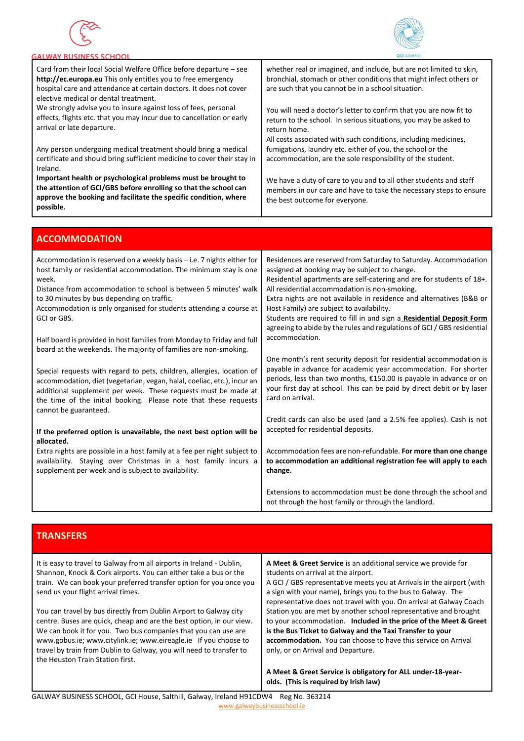Card from their local Social Welfare Office before departure – see **http://ec.europa.eu** This only entitles you to free emergency hospital care and attendance at certain doctors. It does not cover elective medical or dental treatment.

We strongly advise you to insure against loss of fees, personal effects, flights etc. that you may incur due to cancellation or early arrival or late departure.

Any person undergoing medical treatment should bring a medical certificate and should bring sufficient medicine to cover their stay in Ireland.

**Important health or psychological problems must be brought to the attention of GCI/GBS before enrolling so that the school can approve the booking and facilitate the specific condition, where possible.**

whether real or imagined, and include, but are not limited to skin, bronchial, stomach or other conditions that might infect others or are such that you cannot be in a school situation.

You will need a doctor's letter to confirm that you are now fit to return to the school. In serious situations, you may be asked to return home.

All costs associated with such conditions, including medicines, fumigations, laundry etc. either of you, the school or the accommodation, are the sole responsibility of the student.

We have a duty of care to you and to all other students and staff members in our care and have to take the necessary steps to ensure the best outcome for everyone.

## ACCOMMODATION

Accommodation is reserved on a weekly basis – i.e. 7 nights either for host family or residential accommodation. The minimum stay is one week.

Distance from accommodation to school is between 5 minutes' walk to 30 minutes by bus depending on traffic.

Accommodation is only organised for students attending a course at GCI or GBS.

Half board is provided in host families from Monday to Friday and full board at the weekends. The majority of families are non-smoking.

Special requests with regard to pets, children, allergies, location of accommodation, diet (vegetarian, vegan, halal, coeliac, etc.), incur an additional supplement per week. These requests must be made at the time of the initial booking. Please note that these requests cannot be guaranteed.

**If the preferred option is unavailable, the next best option will be allocated.**

Extra nights are possible in a host family at a fee per night subject to availability. Staying over Christmas in a host family incurs a supplement per week and is subject to availability.

Residences are reserved from Saturday to Saturday. Accommodation assigned at booking may be subject to change.

Residential apartments are self-catering and are for students of 18+.

All residential accommodation is non-smoking.

Extra nights are not available in residence and alternatives (B&B or Host Family) are subject to availability.

Students are required to fill in and sign a **Residential Deposit Form** agreeing to abide by the rules and regulations of GCI / GBS residential accommodation.

One month's rent security deposit for residential accommodation is payable in advance for academic year accommodation. For shorter periods, less than two months, €150.00 is payable in advance or on your first day at school. This can be paid by direct debit or by laser card on arrival.

Credit cards can also be used (and a 2.5% fee applies). Cash is not accepted for residential deposits.

Accommodation fees are non-refundable. **For more than one change to accommodation an additional registration fee will apply to each change.**

Extensions to accommodation must be done through the school and not through the host family or through the landlord.

## TRANSFERS

It is easy to travel to Galway from all airports in Ireland - Dublin, Shannon, Knock & Cork airports. You can either take a bus or the train. We can book your preferred transfer option for you once you send us your flight arrival times.

You can travel by bus directly from Dublin Airport to Galway city centre. Buses are quick, cheap and are the best option, in our view. We can book it for you. Two bus companies that you can use are www.gobus.ie; www.citylink.ie; www.eireagle.ie If you choose to travel by train from Dublin to Galway, you will need to transfer to the Heuston Train Station first.

**A Meet & Greet Service** is an additional service we provide for students on arrival at the airport.

A GCI / GBS representative meets you at Arrivals in the airport (with a sign with your name), brings you to the bus to Galway. The representative does not travel with you. On arrival at Galway Coach Station you are met by another school representative and brought to your accommodation. **Included in the price of the Meet & Greet is the Bus Ticket to Galway and the Taxi Transfer to your accommodation.** You can choose to have this service on Arrival only, or on Arrival and Departure.

**A Meet & Greet Service is obligatory for ALL under-18-year-olds. (This is required by Irish law)**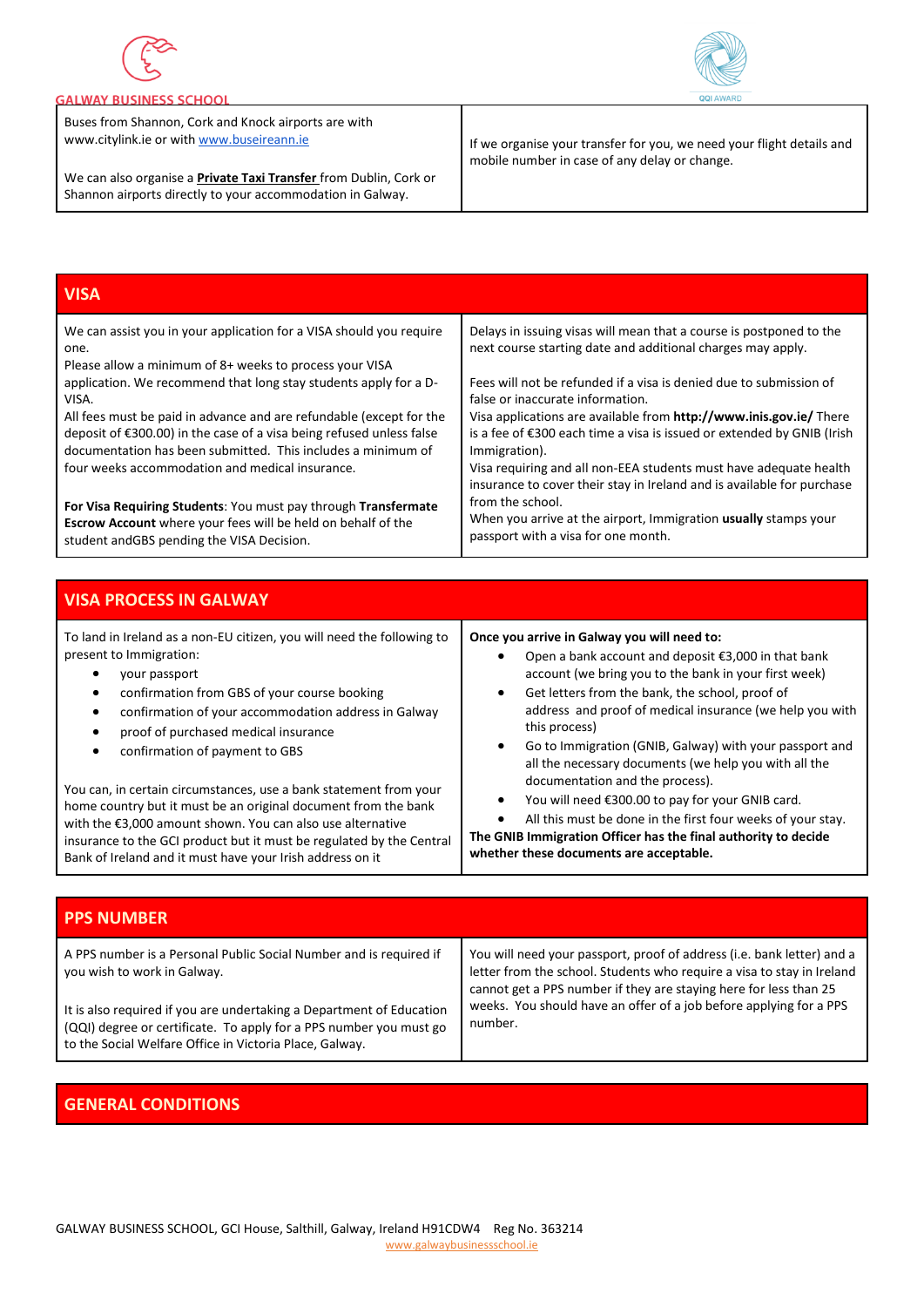Buses from Shannon, Cork and Knock airports are with www.citylink.ie or with [www.buseireann.ie](http://www.buseireann.ie)

We can also organise a **Private Taxi Transfer** from Dublin, Cork or Shannon airports directly to your accommodation in Galway.

If we organise your transfer for you, we need your flight details and mobile number in case of any delay or change.

## VISA

We can assist you in your application for a VISA should you require one.
Please allow a minimum of 8+ weeks to process your VISA application. We recommend that long stay students apply for a D-VISA.
All fees must be paid in advance and are refundable (except for the deposit of €300.00) in the case of a visa being refused unless false documentation has been submitted. This includes a minimum of four weeks accommodation and medical insurance.

**For Visa Requiring Students**: You must pay through **Transfermate Escrow Account** where your fees will be held on behalf of the student andGBS pending the VISA Decision.

Delays in issuing visas will mean that a course is postponed to the next course starting date and additional charges may apply.

Fees will not be refunded if a visa is denied due to submission of false or inaccurate information.
Visa applications are available from **http://www.inis.gov.ie/** There is a fee of €300 each time a visa is issued or extended by GNIB (Irish Immigration).
Visa requiring and all non-EEA students must have adequate health insurance to cover their stay in Ireland and is available for purchase from the school.
When you arrive at the airport, Immigration **usually** stamps your passport with a visa for one month.

## VISA PROCESS IN GALWAY

To land in Ireland as a non-EU citizen, you will need the following to present to Immigration:

- your passport
- confirmation from GBS of your course booking
- confirmation of your accommodation address in Galway
- proof of purchased medical insurance
- confirmation of payment to GBS

You can, in certain circumstances, use a bank statement from your home country but it must be an original document from the bank with the €3,000 amount shown. You can also use alternative insurance to the GCI product but it must be regulated by the Central Bank of Ireland and it must have your Irish address on it

**Once you arrive in Galway you will need to:**

- Open a bank account and deposit €3,000 in that bank account (we bring you to the bank in your first week)
- Get letters from the bank, the school, proof of address and proof of medical insurance (we help you with this process)
- Go to Immigration (GNIB, Galway) with your passport and all the necessary documents (we help you with all the documentation and the process).
- You will need €300.00 to pay for your GNIB card.
- All this must be done in the first four weeks of your stay.

**The GNIB Immigration Officer has the final authority to decide whether these documents are acceptable.**

## PPS NUMBER

A PPS number is a Personal Public Social Number and is required if you wish to work in Galway.

It is also required if you are undertaking a Department of Education (QQI) degree or certificate. To apply for a PPS number you must go to the Social Welfare Office in Victoria Place, Galway.

You will need your passport, proof of address (i.e. bank letter) and a letter from the school. Students who require a visa to stay in Ireland cannot get a PPS number if they are staying here for less than 25 weeks. You should have an offer of a job before applying for a PPS number.

## GENERAL CONDITIONS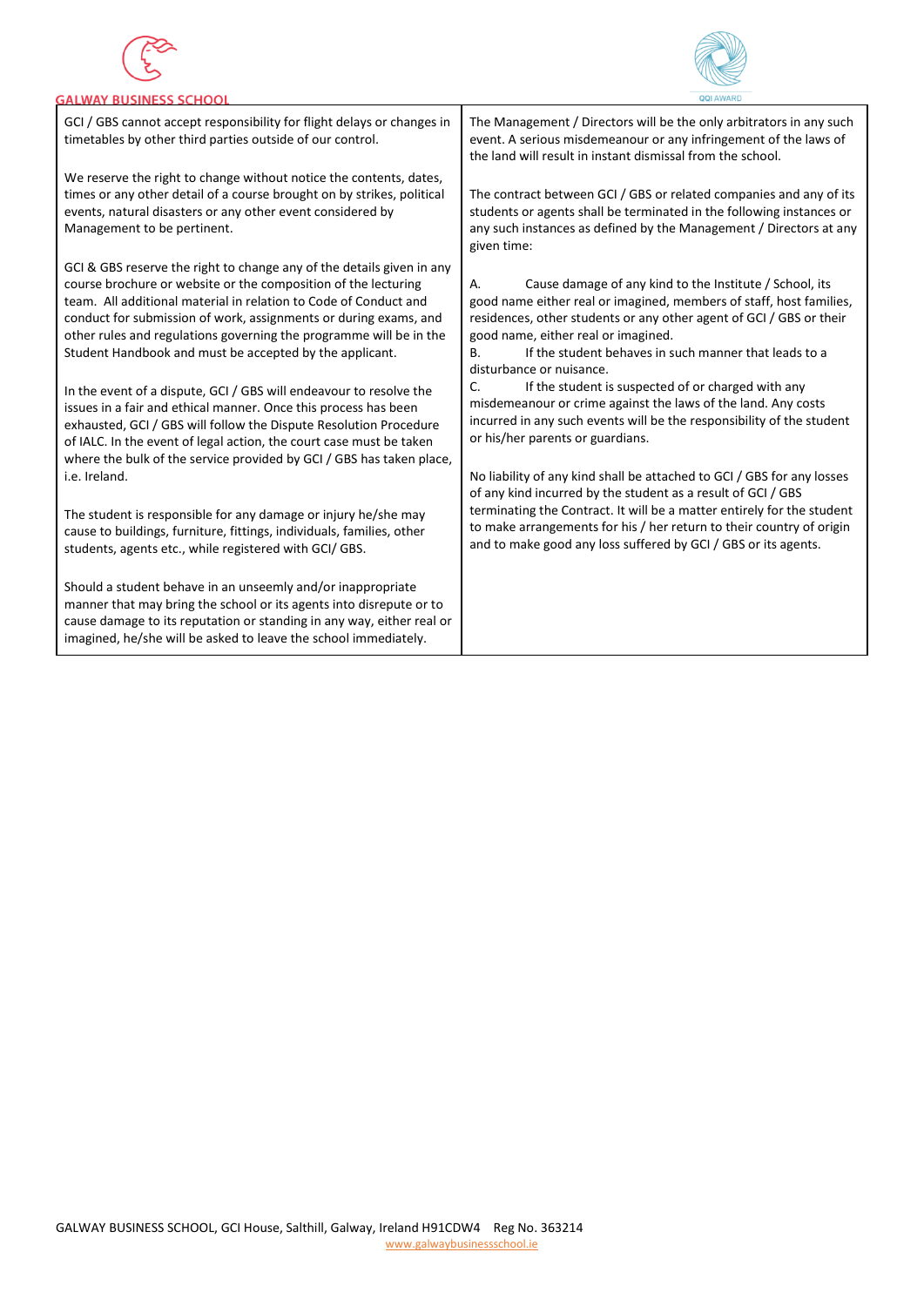GCI / GBS cannot accept responsibility for flight delays or changes in timetables by other third parties outside of our control.

We reserve the right to change without notice the contents, dates, times or any other detail of a course brought on by strikes, political events, natural disasters or any other event considered by Management to be pertinent.

GCI & GBS reserve the right to change any of the details given in any course brochure or website or the composition of the lecturing team. All additional material in relation to Code of Conduct and conduct for submission of work, assignments or during exams, and other rules and regulations governing the programme will be in the Student Handbook and must be accepted by the applicant.

In the event of a dispute, GCI / GBS will endeavour to resolve the issues in a fair and ethical manner. Once this process has been exhausted, GCI / GBS will follow the Dispute Resolution Procedure of IALC. In the event of legal action, the court case must be taken where the bulk of the service provided by GCI / GBS has taken place, i.e. Ireland.

The student is responsible for any damage or injury he/she may cause to buildings, furniture, fittings, individuals, families, other students, agents etc., while registered with GCI/ GBS.

Should a student behave in an unseemly and/or inappropriate manner that may bring the school or its agents into disrepute or to cause damage to its reputation or standing in any way, either real or imagined, he/she will be asked to leave the school immediately.

The Management / Directors will be the only arbitrators in any such event. A serious misdemeanour or any infringement of the laws of the land will result in instant dismissal from the school.

The contract between GCI / GBS or related companies and any of its students or agents shall be terminated in the following instances or any such instances as defined by the Management / Directors at any given time:

A. Cause damage of any kind to the Institute / School, its good name either real or imagined, members of staff, host families, residences, other students or any other agent of GCI / GBS or their good name, either real or imagined.

B. If the student behaves in such manner that leads to a disturbance or nuisance.

C. If the student is suspected of or charged with any misdemeanour or crime against the laws of the land. Any costs incurred in any such events will be the responsibility of the student or his/her parents or guardians.

No liability of any kind shall be attached to GCI / GBS for any losses of any kind incurred by the student as a result of GCI / GBS terminating the Contract. It will be a matter entirely for the student to make arrangements for his / her return to their country of origin and to make good any loss suffered by GCI / GBS or its agents.